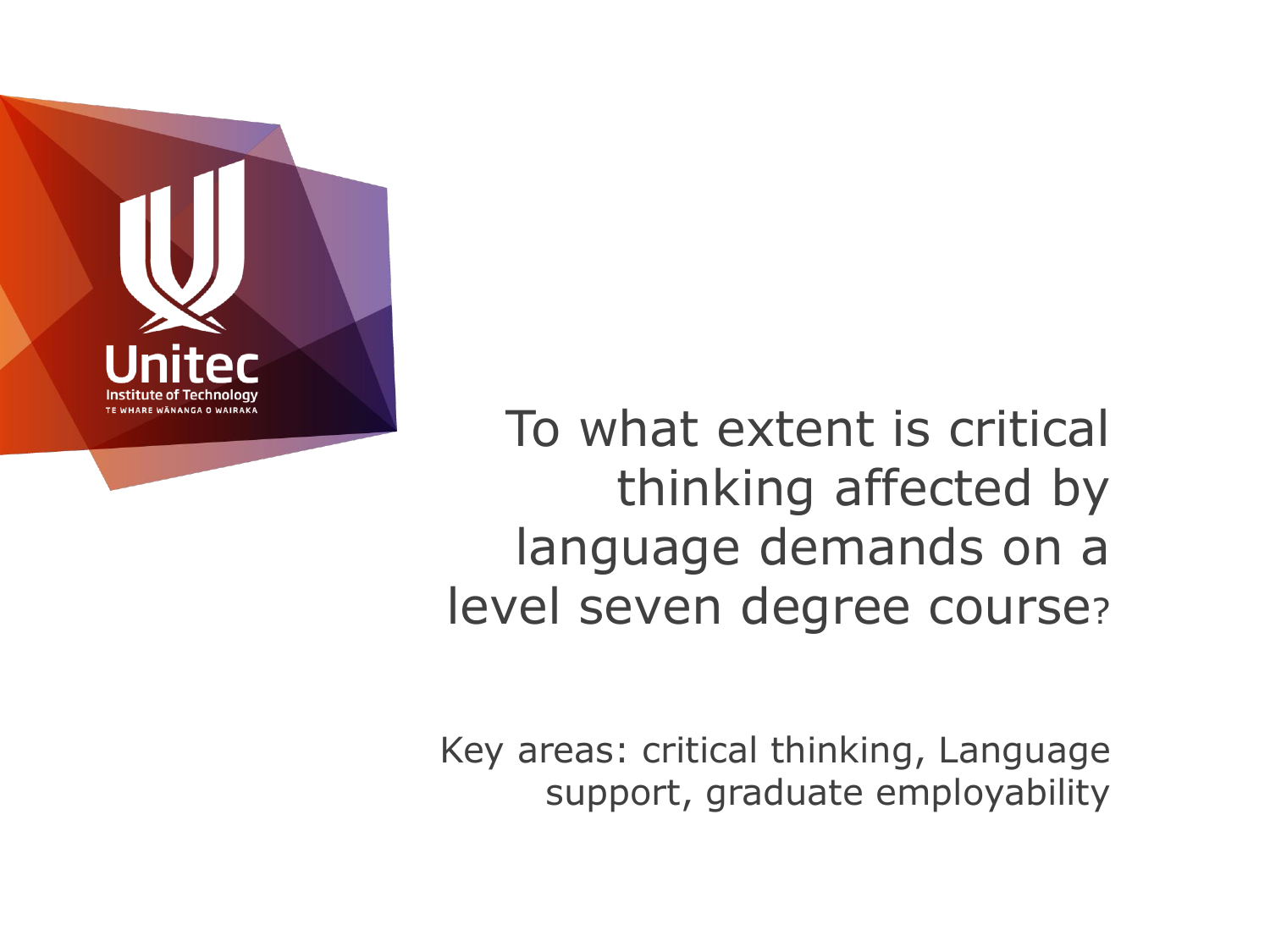Unitec Institute of Technology
TE WHARE WĀNANGA O WAIRAKA

# To what extent is critical thinking affected by language demands on a level seven degree course?

Key areas: critical thinking, Language support, graduate employability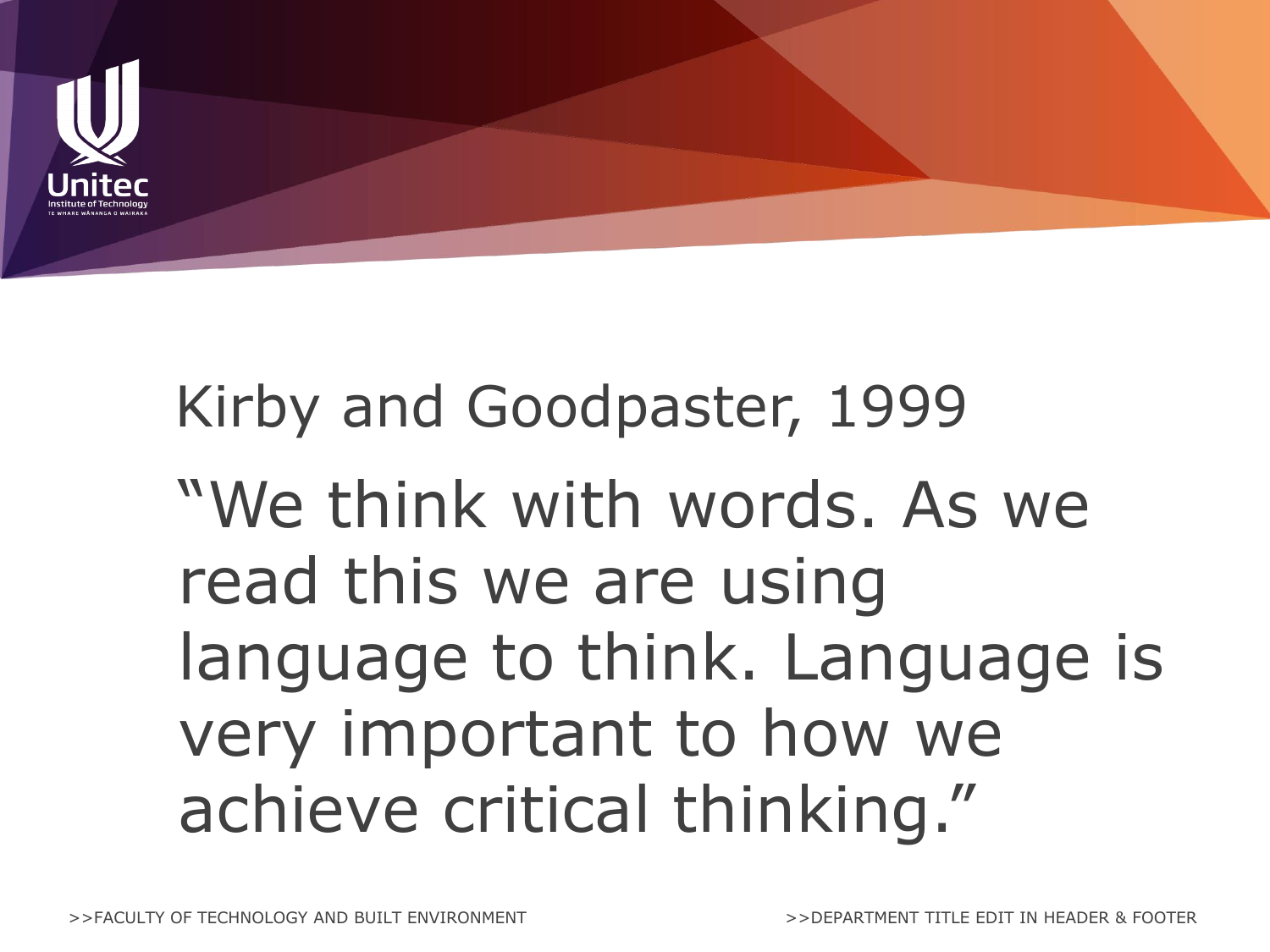## Kirby and Goodpaster, 1999

"We think with words. As we read this we are using language to think. Language is very important to how we achieve critical thinking."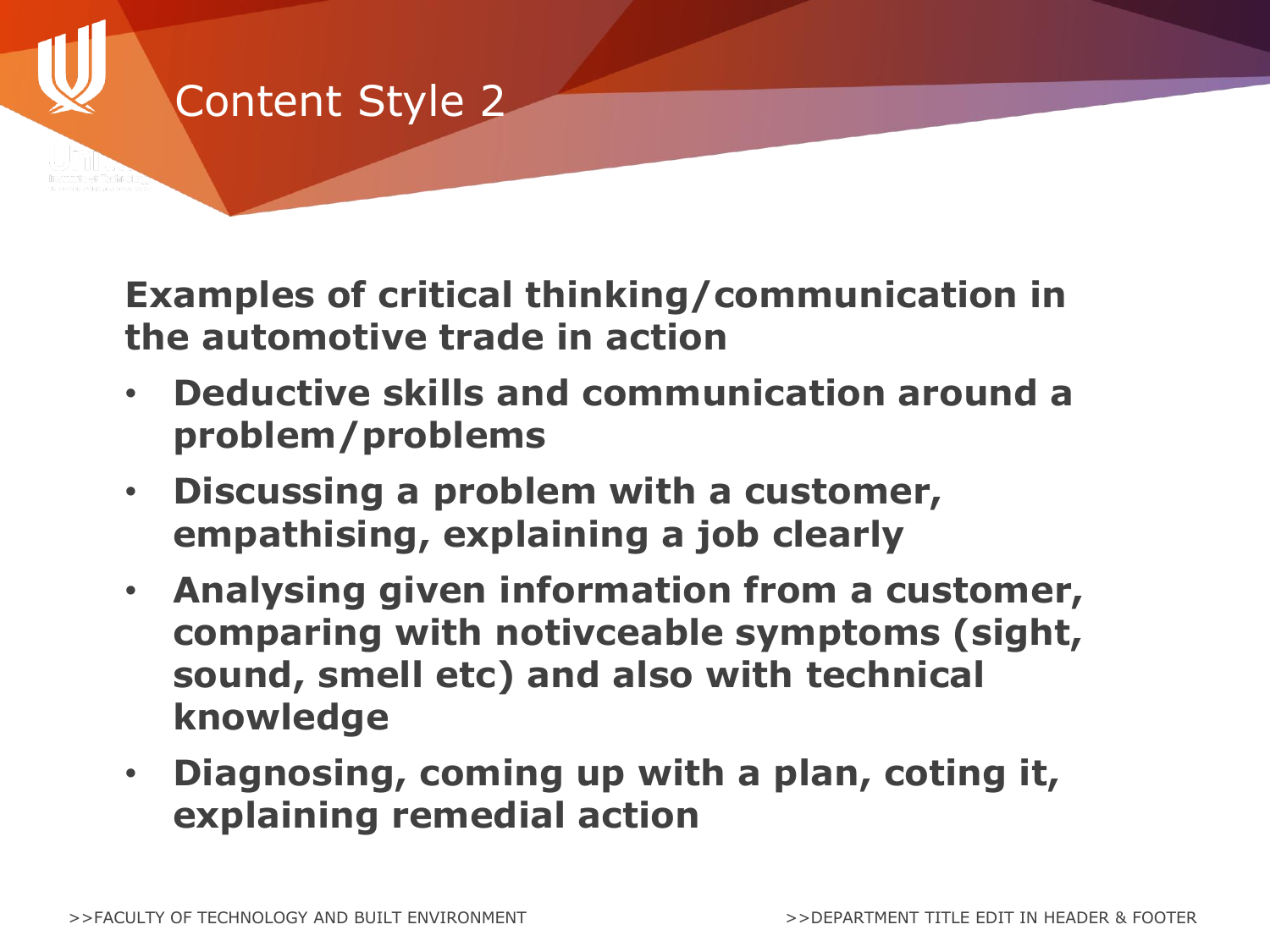# Content Style 2

**Examples of critical thinking/communication in the automotive trade in action**

- **Deductive skills and communication around a problem/problems**
- **Discussing a problem with a customer, empathising, explaining a job clearly**
- **Analysing given information from a customer, comparing with notivceable symptoms (sight, sound, smell etc) and also with technical knowledge**
- **Diagnosing, coming up with a plan, coting it, explaining remedial action**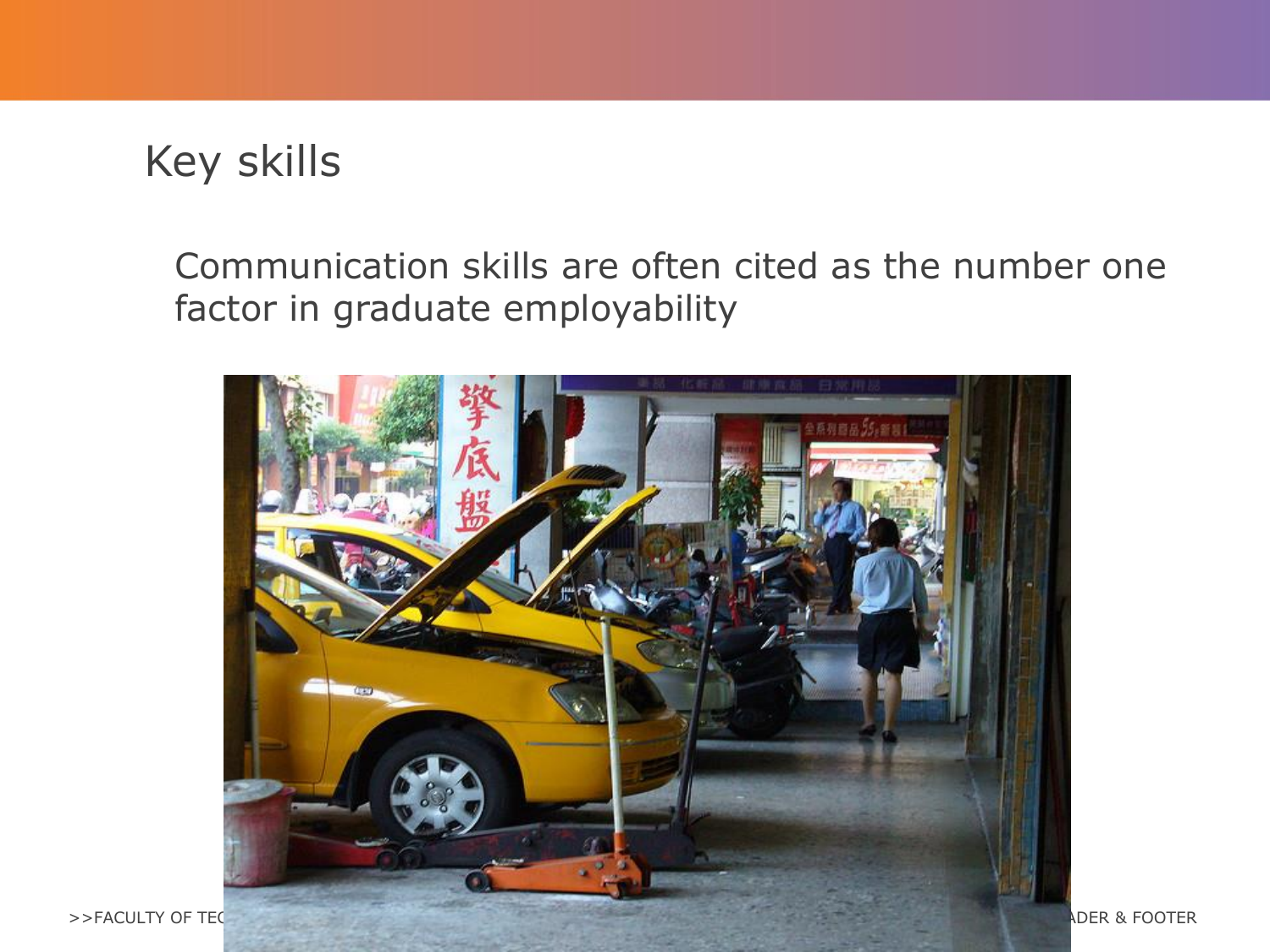# Key skills

Communication skills are often cited as the number one factor in graduate employability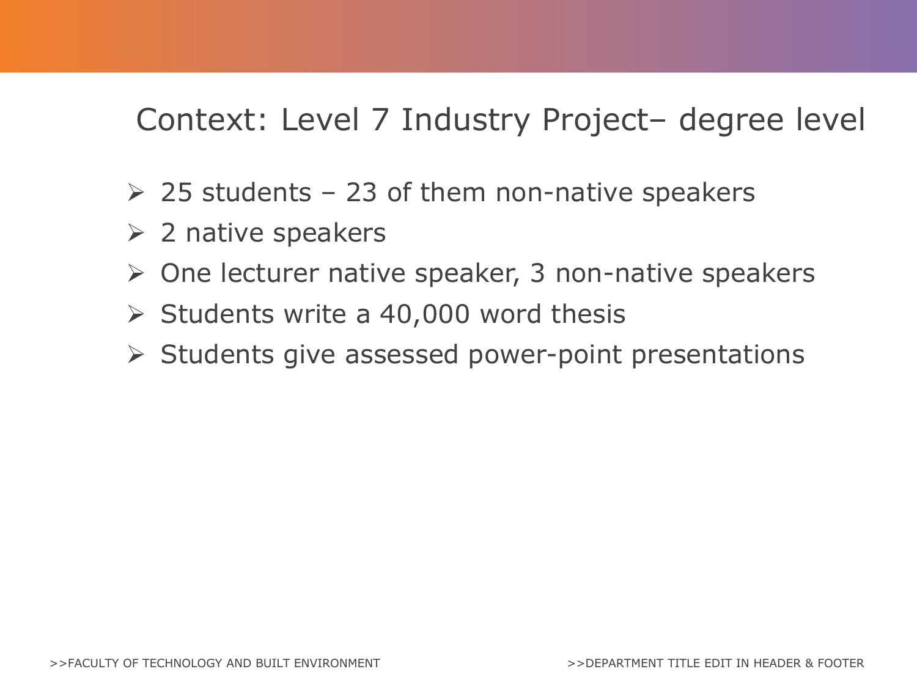# Context: Level 7 Industry Project– degree level

- 25 students – 23 of them non-native speakers
- 2 native speakers
- One lecturer native speaker, 3 non-native speakers
- Students write a 40,000 word thesis
- Students give assessed power-point presentations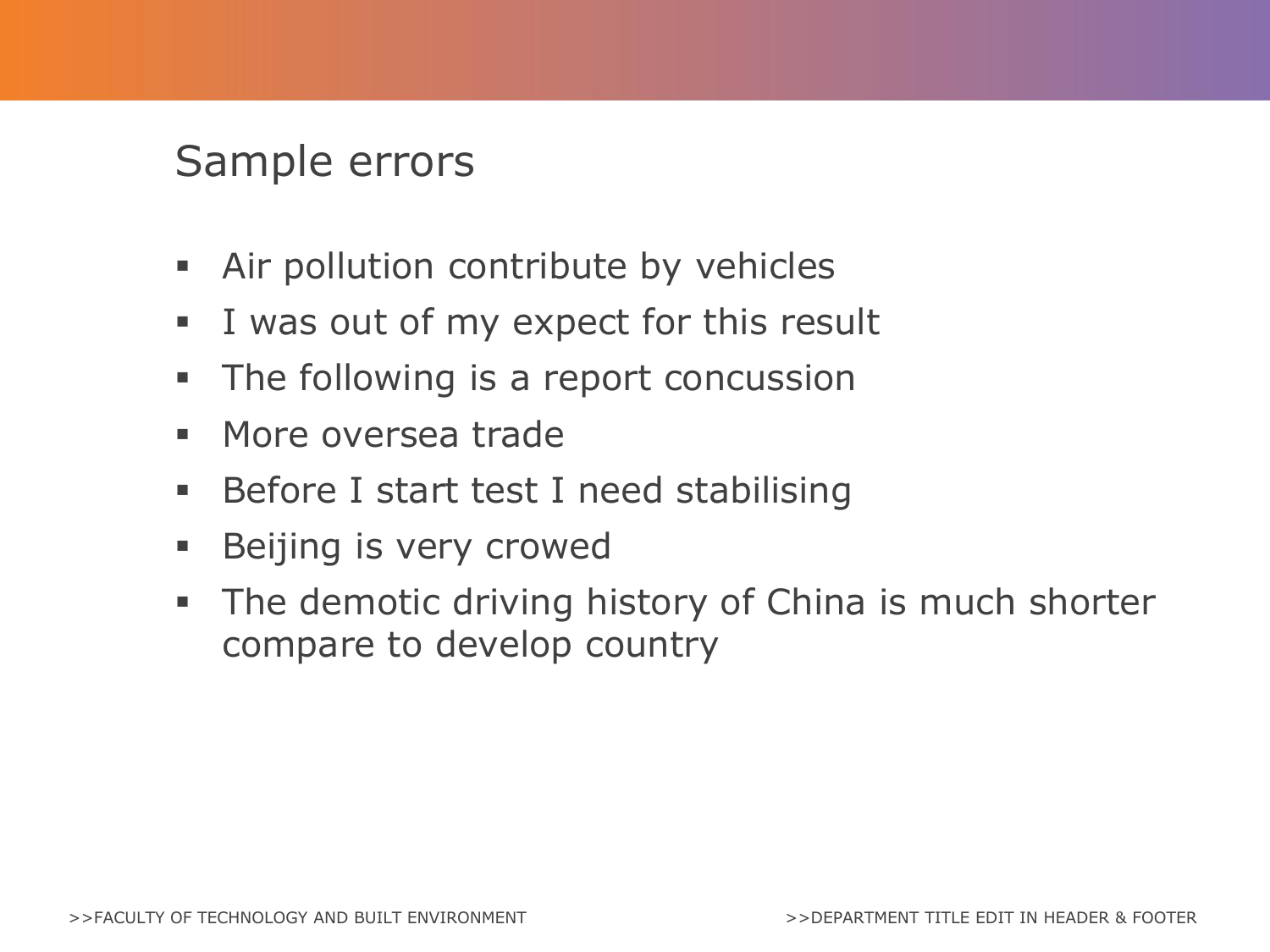# Sample errors

- Air pollution contribute by vehicles
- I was out of my expect for this result
- The following is a report concussion
- More oversea trade
- Before I start test I need stabilising
- Beijing is very crowed
- The demotic driving history of China is much shorter compare to develop country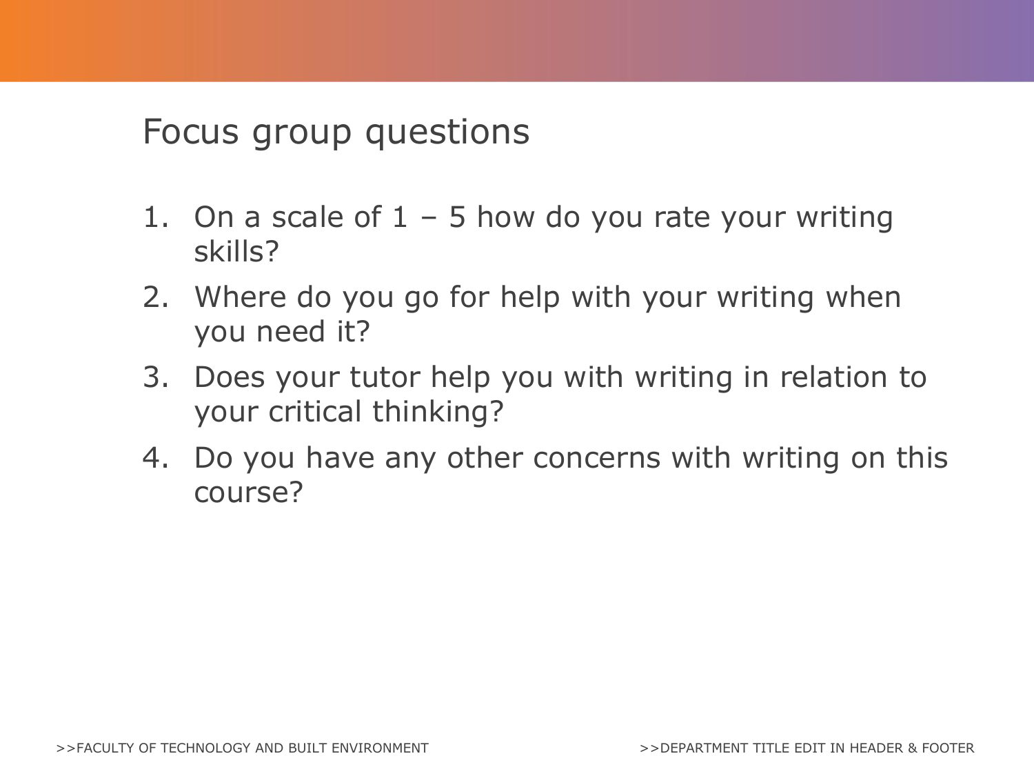# Focus group questions

1. On a scale of 1 – 5 how do you rate your writing skills?
2. Where do you go for help with your writing when you need it?
3. Does your tutor help you with writing in relation to your critical thinking?
4. Do you have any other concerns with writing on this course?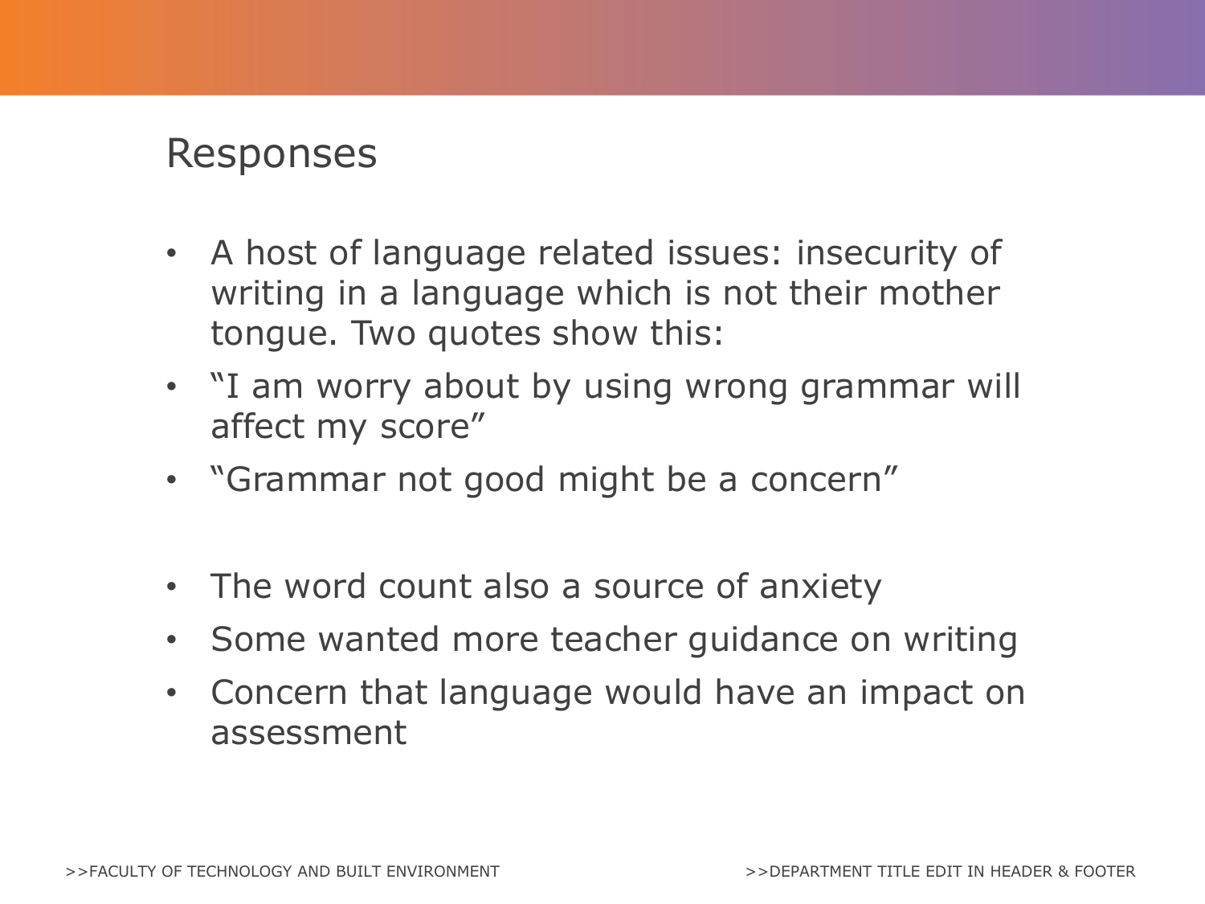# Responses

- A host of language related issues: insecurity of writing in a language which is not their mother tongue. Two quotes show this:
- “I am worry about by using wrong grammar will affect my score”
- “Grammar not good might be a concern”

- The word count also a source of anxiety
- Some wanted more teacher guidance on writing
- Concern that language would have an impact on assessment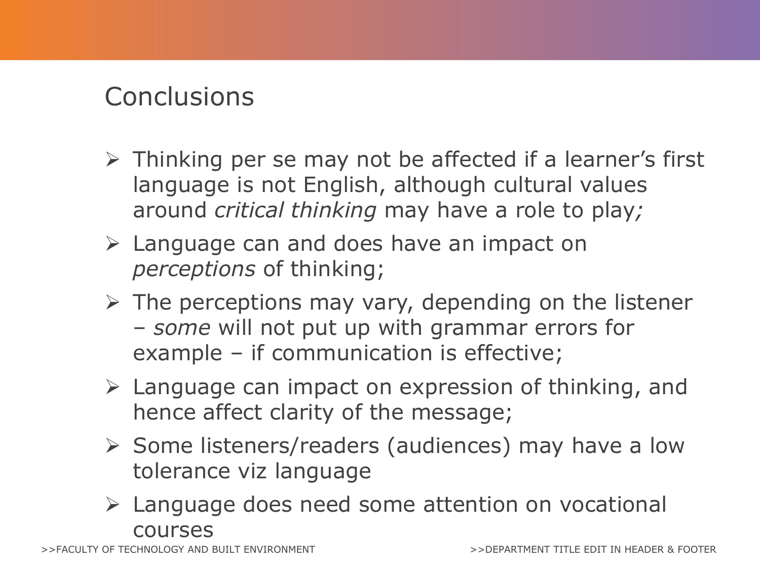## Conclusions

- Thinking per se may not be affected if a learner's first language is not English, although cultural values around *critical thinking* may have a role to play*;*
- Language can and does have an impact on *perceptions* of thinking;
- The perceptions may vary, depending on the listener – *some* will not put up with grammar errors for example – if communication is effective;
- Language can impact on expression of thinking, and hence affect clarity of the message;
- Some listeners/readers (audiences) may have a low tolerance viz language
- Language does need some attention on vocational courses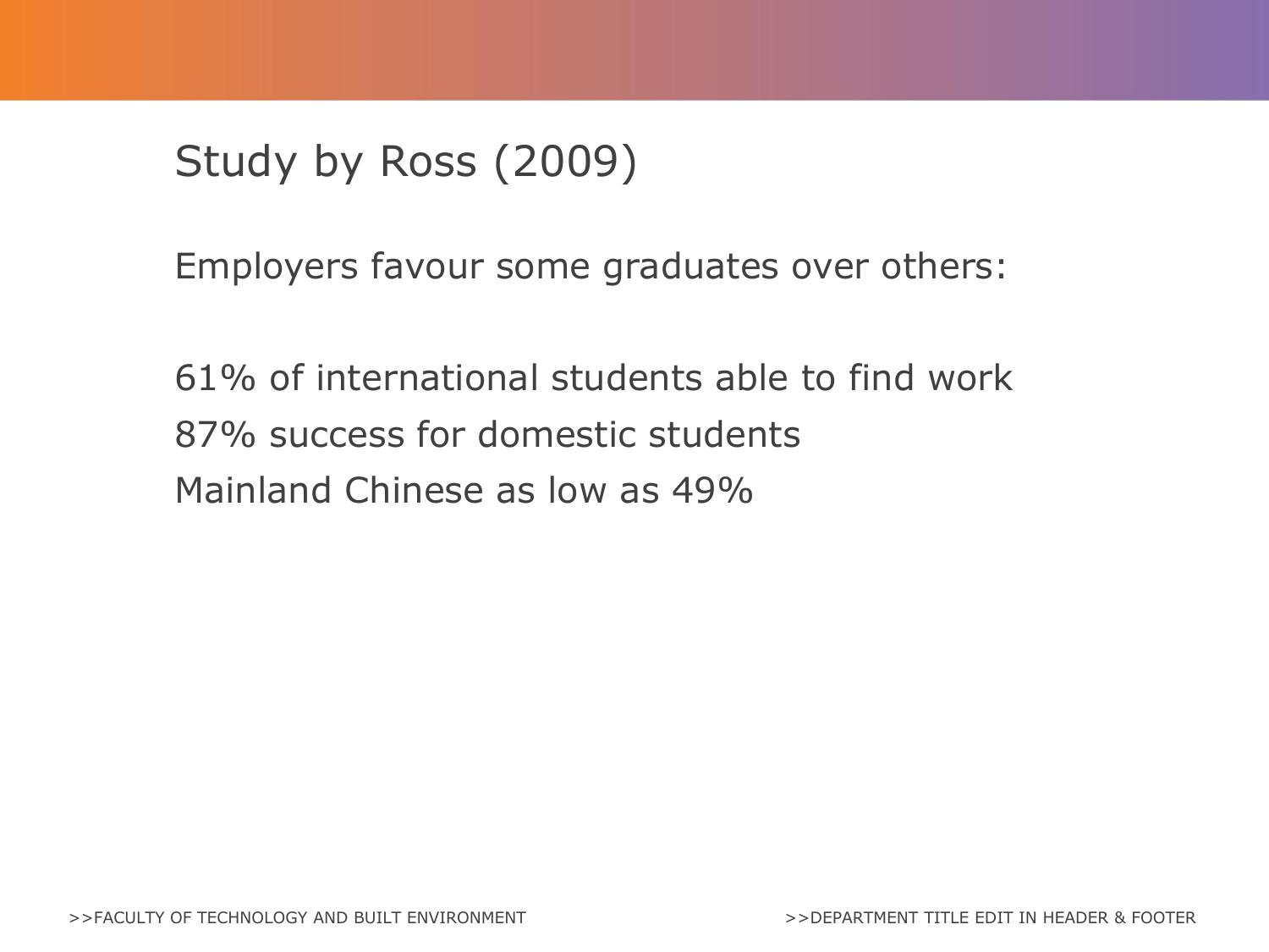# Study by Ross (2009)

Employers favour some graduates over others:

61% of international students able to find work
87% success for domestic students
Mainland Chinese as low as 49%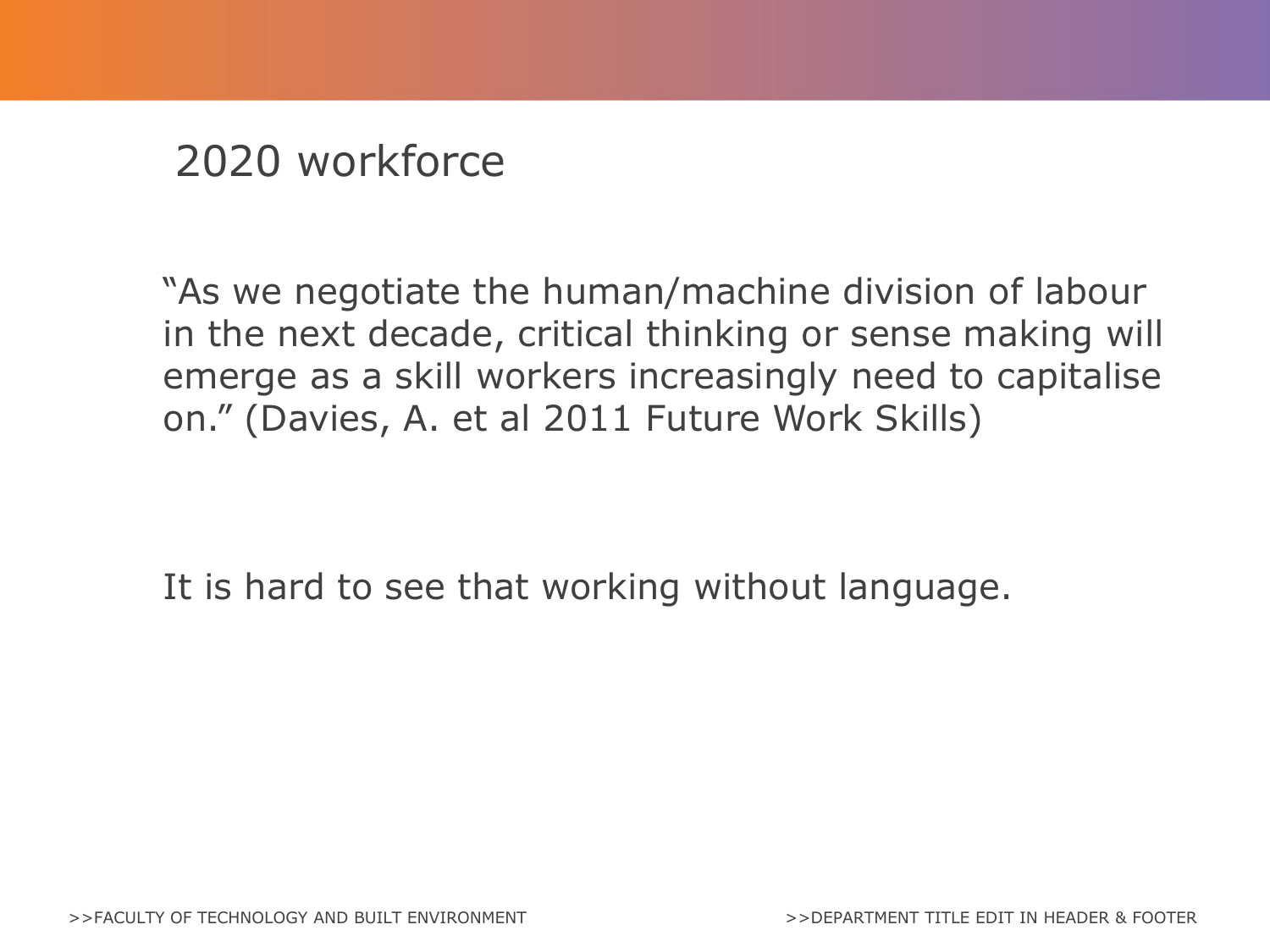# 2020 workforce

"As we negotiate the human/machine division of labour in the next decade, critical thinking or sense making will emerge as a skill workers increasingly need to capitalise on." (Davies, A. et al 2011 Future Work Skills)

It is hard to see that working without language.